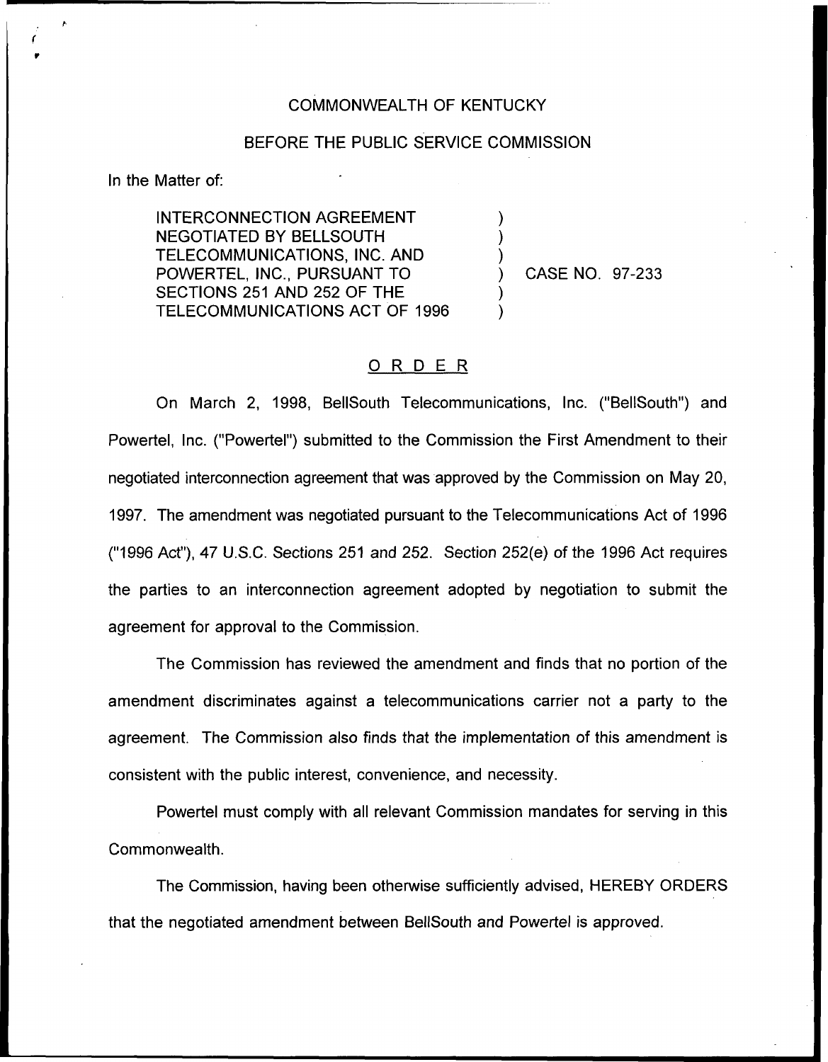COMMONWEALTH OF KENTUCKY

BEFORE THE PUBLIC SERVICE COMMISSION

In the Matter of:

INTERCONNECTION AGREEMENT NEGOTIATED BY BELLSOUTH TELECOMMUNICATIONS, INC. AND POWERTEL, INC., PURSUANT TO SECTIONS 251 AND 252 OF THE TELECOMMUNICATIONS ACT OF 1996 ) CASE NO. 97-233

## ORDER

On March 2, 1998, BellSouth Telecommunications, Inc. ("BellSouth") and Powertel, Inc. ("Powertel") submitted to the Commission the First Amendment to their negotiated interconnection agreement that was approved by the Commission on May 20, 1997. The amendment was negotiated pursuant to the Telecommunications Act of 1996 ("1996 Act"), 47 U.S.C. Sections 251 and 252. Section 252(e) of the 1996 Act requires the parties to an interconnection agreement adopted by negotiation to submit the agreement for approval to the Commission.

The Commission has reviewed the amendment and finds that no portion of the amendment discriminates against a telecommunications carrier not a party to the agreement. The Commission also finds that the implementation of this amendment is consistent with the public interest, convenience, and necessity.

Powertel must comply with all relevant Commission mandates for serving in this Commonwealth.

The Commission, having been otherwise sufficiently advised, HEREBY ORDERS that the negotiated amendment between BellSouth and Powertel is approved.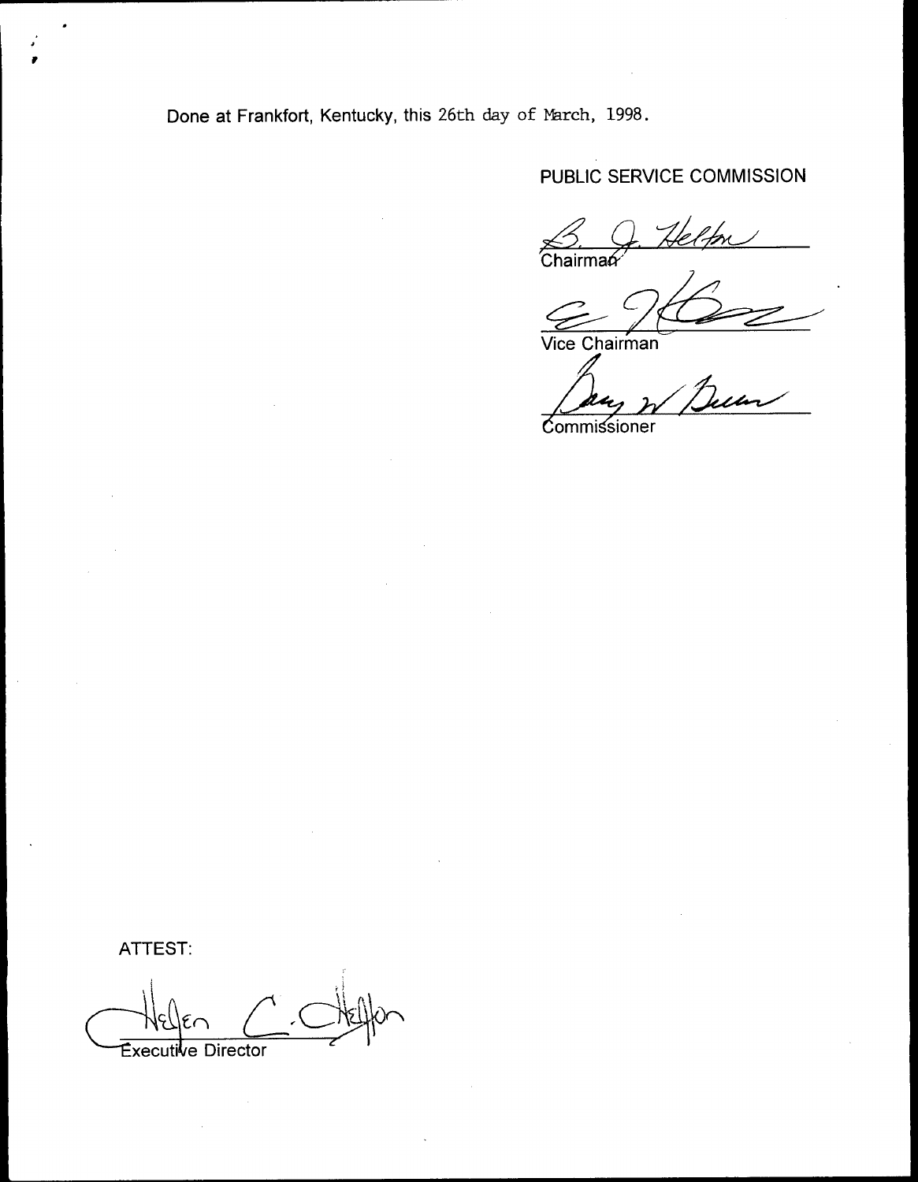Done at Frankfort, Kentucky, this 26th day of March, 1998.

PUBLIC SERVICE COMMISSION

Chairman

Vice Chairman

Commissioner

ATTEST:

Executive Director